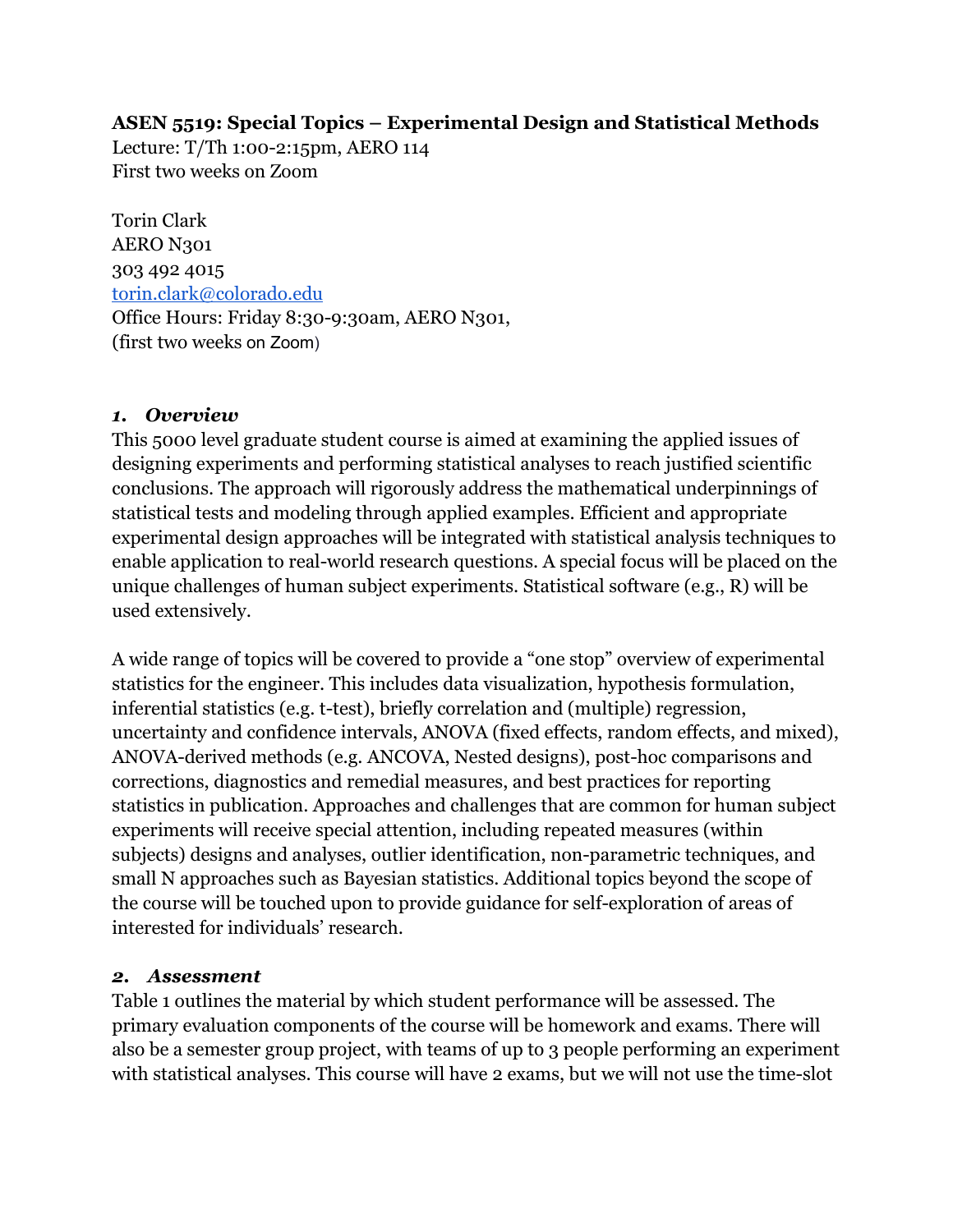**ASEN 5519: Special Topics – Experimental Design and Statistical Methods**
Lecture: T/Th 1:00-2:15pm, AERO 114
First two weeks on Zoom

Torin Clark
AERO N301
303 492 4015
[torin.clark@colorado.edu](mailto:torin.clark@colorado.edu)
Office Hours: Friday 8:30-9:30am, AERO N301,
(first two weeks on Zoom)

### *1. Overview*

This 5000 level graduate student course is aimed at examining the applied issues of designing experiments and performing statistical analyses to reach justified scientific conclusions. The approach will rigorously address the mathematical underpinnings of statistical tests and modeling through applied examples. Efficient and appropriate experimental design approaches will be integrated with statistical analysis techniques to enable application to real-world research questions. A special focus will be placed on the unique challenges of human subject experiments. Statistical software (e.g., R) will be used extensively.

A wide range of topics will be covered to provide a "one stop" overview of experimental statistics for the engineer. This includes data visualization, hypothesis formulation, inferential statistics (e.g. t-test), briefly correlation and (multiple) regression, uncertainty and confidence intervals, ANOVA (fixed effects, random effects, and mixed), ANOVA-derived methods (e.g. ANCOVA, Nested designs), post-hoc comparisons and corrections, diagnostics and remedial measures, and best practices for reporting statistics in publication. Approaches and challenges that are common for human subject experiments will receive special attention, including repeated measures (within subjects) designs and analyses, outlier identification, non-parametric techniques, and small N approaches such as Bayesian statistics. Additional topics beyond the scope of the course will be touched upon to provide guidance for self-exploration of areas of interested for individuals' research.

### *2. Assessment*

Table 1 outlines the material by which student performance will be assessed. The primary evaluation components of the course will be homework and exams. There will also be a semester group project, with teams of up to 3 people performing an experiment with statistical analyses. This course will have 2 exams, but we will not use the time-slot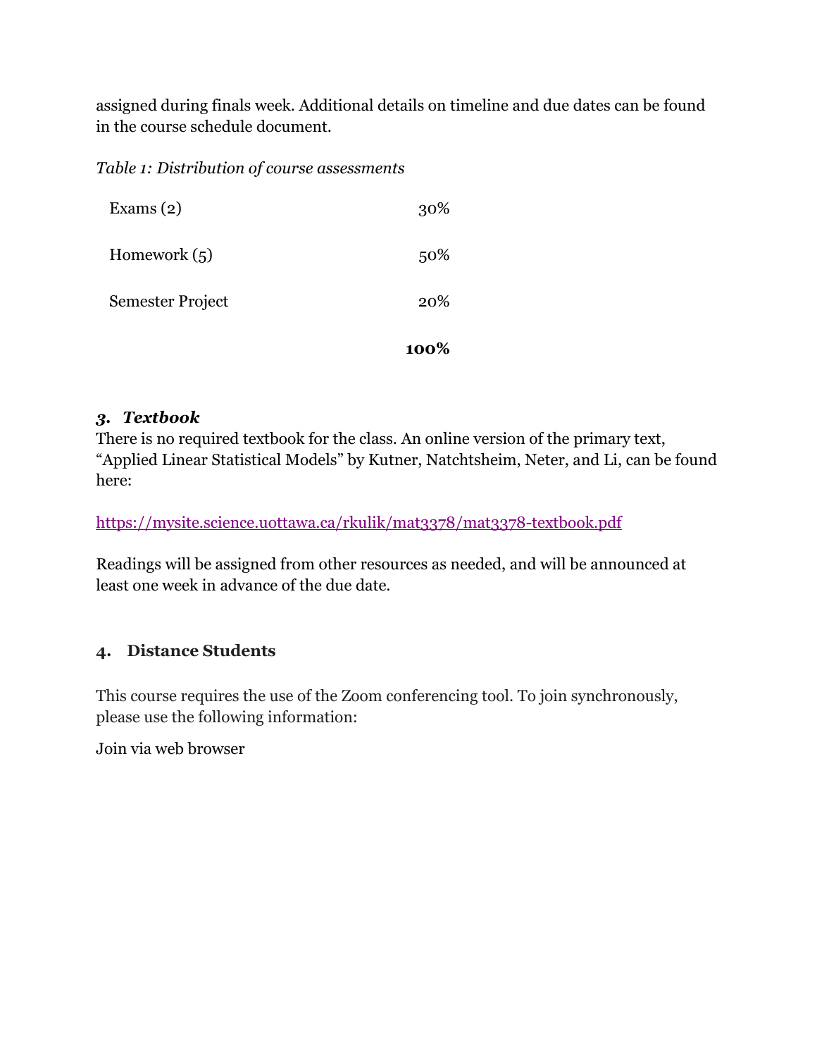assigned during finals week. Additional details on timeline and due dates can be found in the course schedule document.

*Table 1: Distribution of course assessments*

| | |
|---|---|
| Exams (2) | 30% |
| Homework (5) | 50% |
| Semester Project | 20% |
| | **100%** |

### *3. Textbook*

There is no required textbook for the class. An online version of the primary text, "Applied Linear Statistical Models" by Kutner, Natchtsheim, Neter, and Li, can be found here:

https://mysite.science.uottawa.ca/rkulik/mat3378/mat3378-textbook.pdf

Readings will be assigned from other resources as needed, and will be announced at least one week in advance of the due date.

### 4. Distance Students

This course requires the use of the Zoom conferencing tool. To join synchronously, please use the following information:

Join via web browser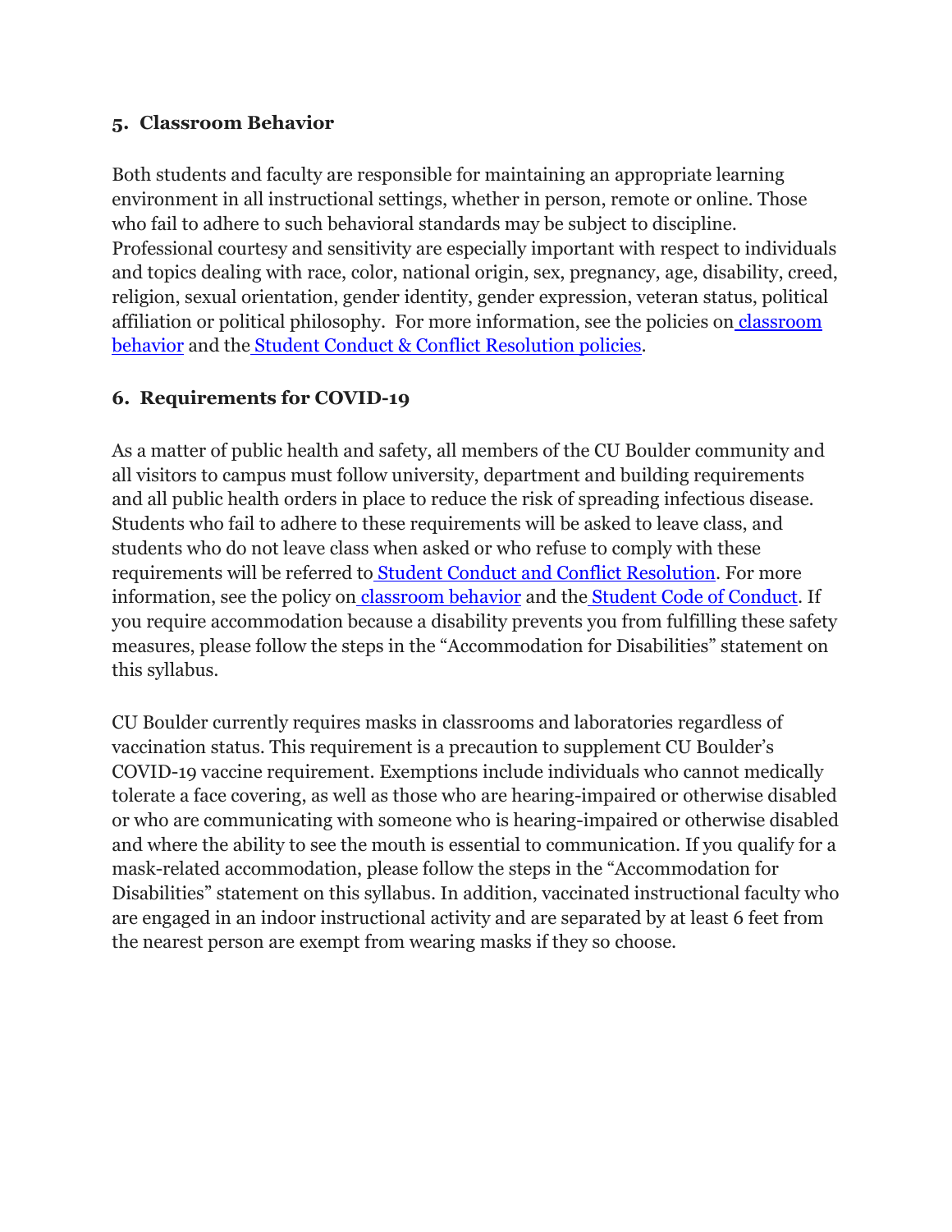### 5. Classroom Behavior

Both students and faculty are responsible for maintaining an appropriate learning environment in all instructional settings, whether in person, remote or online. Those who fail to adhere to such behavioral standards may be subject to discipline. Professional courtesy and sensitivity are especially important with respect to individuals and topics dealing with race, color, national origin, sex, pregnancy, age, disability, creed, religion, sexual orientation, gender identity, gender expression, veteran status, political affiliation or political philosophy. For more information, see the policies on classroom behavior and the Student Conduct & Conflict Resolution policies.

### 6. Requirements for COVID-19

As a matter of public health and safety, all members of the CU Boulder community and all visitors to campus must follow university, department and building requirements and all public health orders in place to reduce the risk of spreading infectious disease. Students who fail to adhere to these requirements will be asked to leave class, and students who do not leave class when asked or who refuse to comply with these requirements will be referred to Student Conduct and Conflict Resolution. For more information, see the policy on classroom behavior and the Student Code of Conduct. If you require accommodation because a disability prevents you from fulfilling these safety measures, please follow the steps in the "Accommodation for Disabilities" statement on this syllabus.

CU Boulder currently requires masks in classrooms and laboratories regardless of vaccination status. This requirement is a precaution to supplement CU Boulder's COVID-19 vaccine requirement. Exemptions include individuals who cannot medically tolerate a face covering, as well as those who are hearing-impaired or otherwise disabled or who are communicating with someone who is hearing-impaired or otherwise disabled and where the ability to see the mouth is essential to communication. If you qualify for a mask-related accommodation, please follow the steps in the "Accommodation for Disabilities" statement on this syllabus. In addition, vaccinated instructional faculty who are engaged in an indoor instructional activity and are separated by at least 6 feet from the nearest person are exempt from wearing masks if they so choose.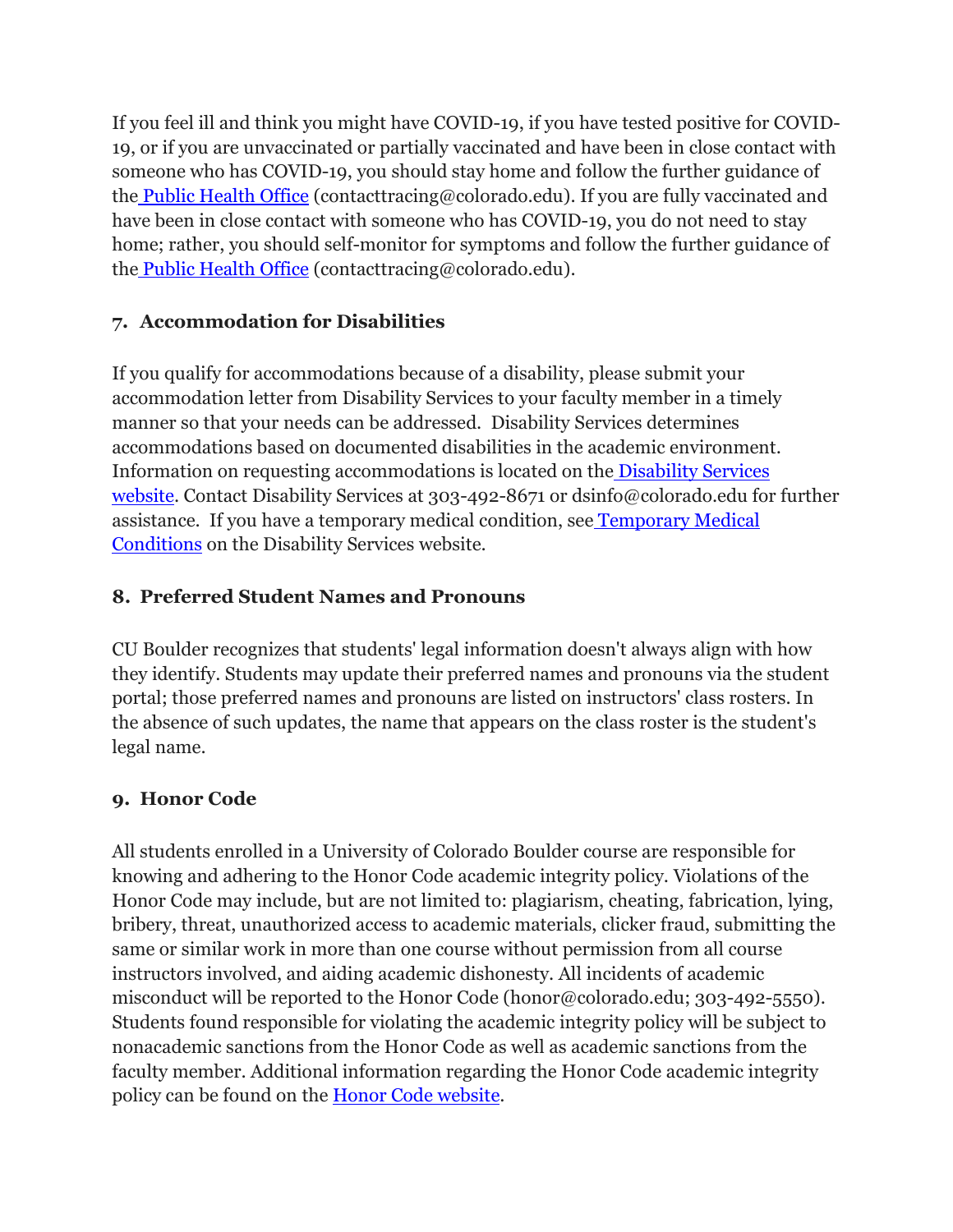If you feel ill and think you might have COVID-19, if you have tested positive for COVID-19, or if you are unvaccinated or partially vaccinated and have been in close contact with someone who has COVID-19, you should stay home and follow the further guidance of the [Public Health Office](#) (contacttracing@colorado.edu). If you are fully vaccinated and have been in close contact with someone who has COVID-19, you do not need to stay home; rather, you should self-monitor for symptoms and follow the further guidance of the [Public Health Office](#) (contacttracing@colorado.edu).

### 7. Accommodation for Disabilities

If you qualify for accommodations because of a disability, please submit your accommodation letter from Disability Services to your faculty member in a timely manner so that your needs can be addressed. Disability Services determines accommodations based on documented disabilities in the academic environment. Information on requesting accommodations is located on the [Disability Services website](#). Contact Disability Services at 303-492-8671 or dsinfo@colorado.edu for further assistance. If you have a temporary medical condition, see [Temporary Medical Conditions](#) on the Disability Services website.

### 8. Preferred Student Names and Pronouns

CU Boulder recognizes that students' legal information doesn't always align with how they identify. Students may update their preferred names and pronouns via the student portal; those preferred names and pronouns are listed on instructors' class rosters. In the absence of such updates, the name that appears on the class roster is the student's legal name.

### 9. Honor Code

All students enrolled in a University of Colorado Boulder course are responsible for knowing and adhering to the Honor Code academic integrity policy. Violations of the Honor Code may include, but are not limited to: plagiarism, cheating, fabrication, lying, bribery, threat, unauthorized access to academic materials, clicker fraud, submitting the same or similar work in more than one course without permission from all course instructors involved, and aiding academic dishonesty. All incidents of academic misconduct will be reported to the Honor Code (honor@colorado.edu; 303-492-5550). Students found responsible for violating the academic integrity policy will be subject to nonacademic sanctions from the Honor Code as well as academic sanctions from the faculty member. Additional information regarding the Honor Code academic integrity policy can be found on the [Honor Code website](#).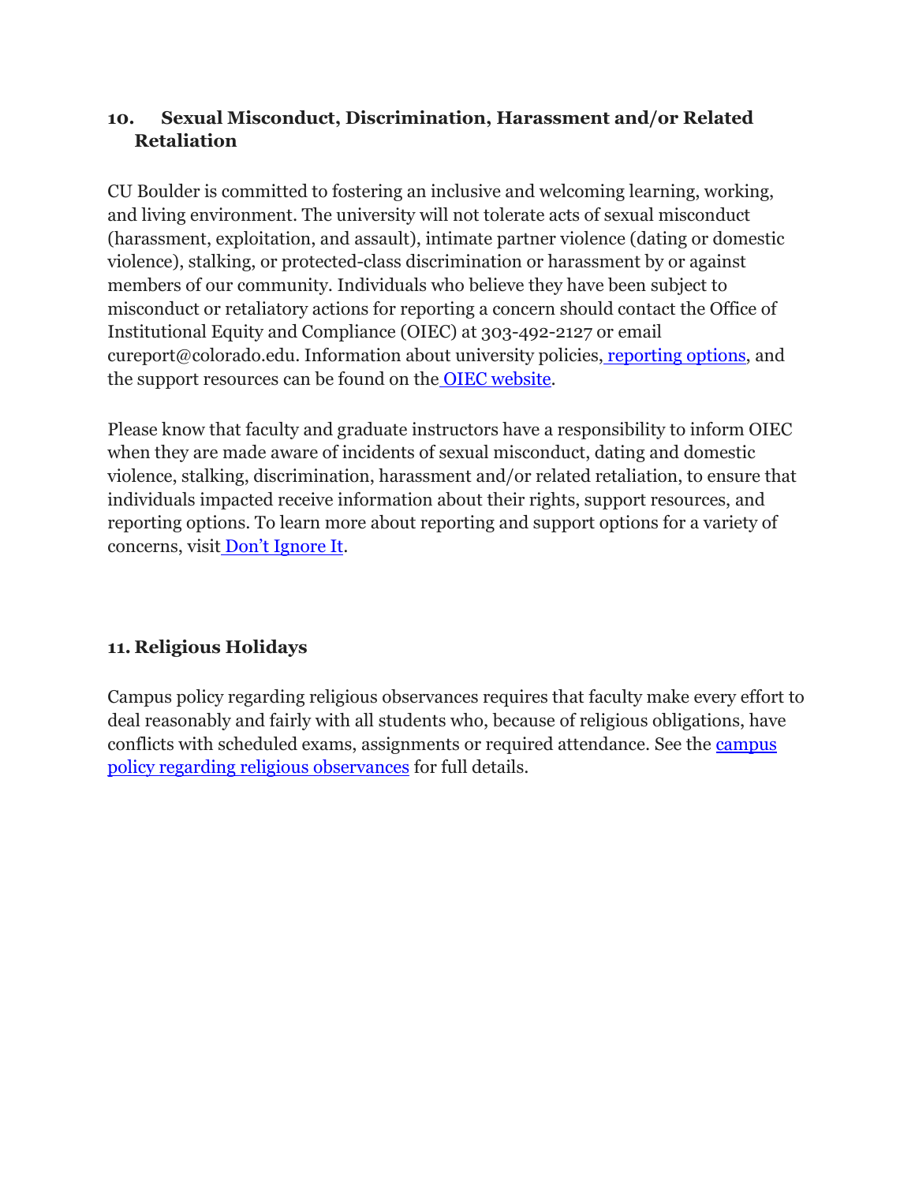## 10. Sexual Misconduct, Discrimination, Harassment and/or Related Retaliation

CU Boulder is committed to fostering an inclusive and welcoming learning, working, and living environment. The university will not tolerate acts of sexual misconduct (harassment, exploitation, and assault), intimate partner violence (dating or domestic violence), stalking, or protected-class discrimination or harassment by or against members of our community. Individuals who believe they have been subject to misconduct or retaliatory actions for reporting a concern should contact the Office of Institutional Equity and Compliance (OIEC) at 303-492-2127 or email cureport@colorado.edu. Information about university policies, reporting options, and the support resources can be found on the OIEC website.

Please know that faculty and graduate instructors have a responsibility to inform OIEC when they are made aware of incidents of sexual misconduct, dating and domestic violence, stalking, discrimination, harassment and/or related retaliation, to ensure that individuals impacted receive information about their rights, support resources, and reporting options. To learn more about reporting and support options for a variety of concerns, visit Don't Ignore It.

## 11. Religious Holidays

Campus policy regarding religious observances requires that faculty make every effort to deal reasonably and fairly with all students who, because of religious obligations, have conflicts with scheduled exams, assignments or required attendance. See the campus policy regarding religious observances for full details.